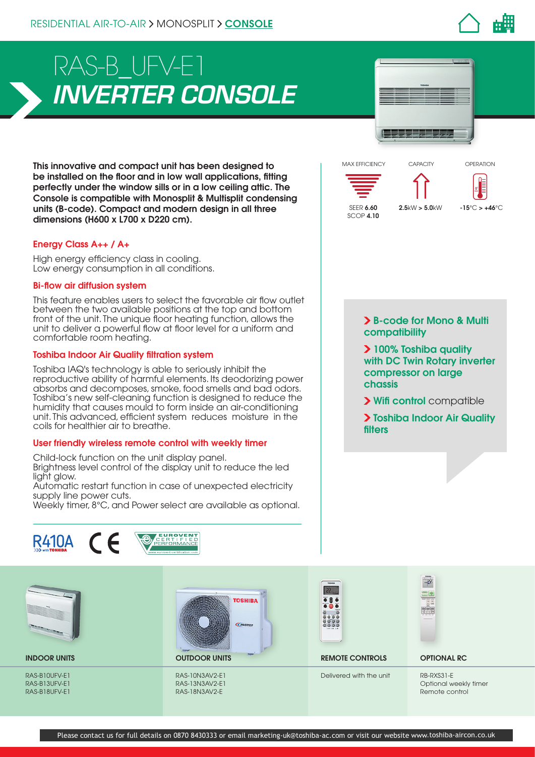RESIDENTIAL AIR-TO-AIR > MONOSPLIT > **CONSOLE**

# RAS-B_UFV-E1
## *INVERTER CONSOLE*

**This innovative and compact unit has been designed to be installed on the floor and in low wall applications, fitting perfectly under the window sills or in a low ceiling attic. The Console is compatible with Monosplit & Multisplit condensing units (B-code). Compact and modern design in all three dimensions (H600 x L700 x D220 cm).**

| MAX EFFICIENCY | CAPACITY | OPERATION |
|---|---|---|
| SEER **6.60** SCOP **4.10** | **2.5**kW > **5.0**kW | **-15**°C > **+46**°C |

### Energy Class A++ / A+

High energy efficiency class in cooling.
Low energy consumption in all conditions.

### Bi-flow air diffusion system

This feature enables users to select the favorable air flow outlet between the two available positions at the top and bottom front of the unit. The unique floor heating function, allows the unit to deliver a powerful flow at floor level for a uniform and comfortable room heating.

### Toshiba Indoor Air Quality filtration system

Toshiba IAQ's technology is able to seriously inhibit the reproductive ability of harmful elements. Its deodorizing power absorbs and decomposes, smoke, food smells and bad odors. Toshiba's new self-cleaning function is designed to reduce the humidity that causes mould to form inside an air-conditioning unit. This advanced, efficient system reduces moisture in the coils for healthier air to breathe.

### User friendly wireless remote control with weekly timer

Child-lock function on the unit display panel.
Brightness level control of the display unit to reduce the led light glow.
Automatic restart function in case of unexpected electricity supply line power cuts.
Weekly timer, 8°C, and Power select are available as optional.

- **B-code for Mono & Multi compatibility**
- **100% Toshiba quality with DC Twin Rotary inverter compressor on large chassis**
- **Wifi control** compatible
- **Toshiba Indoor Air Quality filters**

R410A with TOSHIBA — CE — EUROVENT CERTIFIED PERFORMANCE www.eurovent-certification.com

| INDOOR UNITS | OUTDOOR UNITS | REMOTE CONTROLS | OPTIONAL RC |
|---|---|---|---|
| RAS-B10UFV-E1<br>RAS-B13UFV-E1<br>RAS-B18UFV-E1 | RAS-10N3AV2-E1<br>RAS-13N3AV2-E1<br>RAS-18N3AV2-E | Delivered with the unit | RB-RXS31-E<br>Optional weekly timer<br>Remote control |

Please contact us for full details on 0870 8430333 or email marketing-uk@toshiba-ac.com or visit our website www.toshiba-aircon.co.uk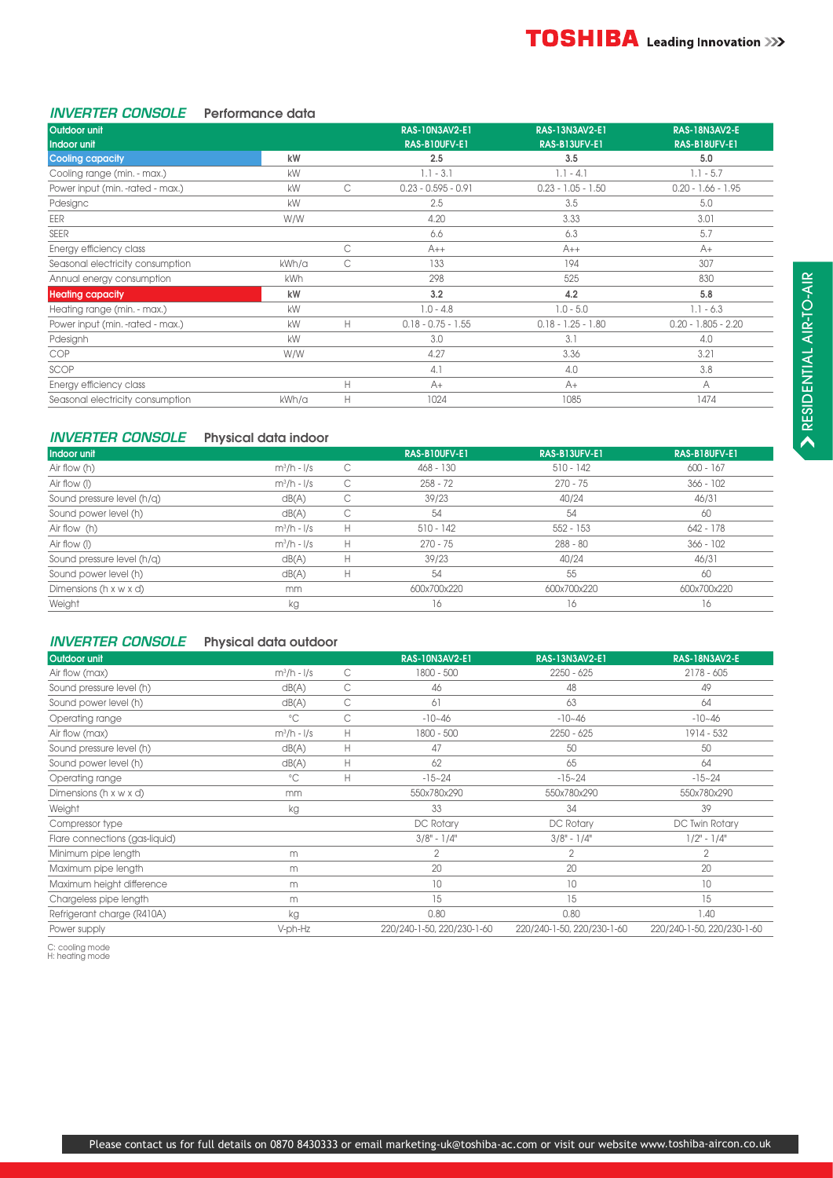## *INVERTER CONSOLE* Performance data

| Outdoor unit<br>Indoor unit | | | RAS-10N3AV2-E1<br>RAS-B10UFV-E1 | RAS-13N3AV2-E1<br>RAS-B13UFV-E1 | RAS-18N3AV2-E<br>RAS-B18UFV-E1 |
|---|---|---|---|---|---|
| **Cooling capacity** | **kW** | | **2.5** | **3.5** | **5.0** |
| Cooling range (min. - max.) | kW | | 1.1 - 3.1 | 1.1 - 4.1 | 1.1 - 5.7 |
| Power input (min. -rated - max.) | kW | C | 0.23 - 0.595 - 0.91 | 0.23 - 1.05 - 1.50 | 0.20 - 1.66 - 1.95 |
| Pdesignc | kW | | 2.5 | 3.5 | 5.0 |
| EER | W/W | | 4.20 | 3.33 | 3.01 |
| SEER | | | 6.6 | 6.3 | 5.7 |
| Energy efficiency class | | C | A++ | A++ | A+ |
| Seasonal electricity consumption | kWh/a | C | 133 | 194 | 307 |
| Annual energy consumption | kWh | | 298 | 525 | 830 |
| **Heating capacity** | **kW** | | **3.2** | **4.2** | **5.8** |
| Heating range (min. - max.) | kW | | 1.0 - 4.8 | 1.0 - 5.0 | 1.1 - 6.3 |
| Power input (min. -rated - max.) | kW | H | 0.18 - 0.75 - 1.55 | 0.18 - 1.25 - 1.80 | 0.20 - 1.805 - 2.20 |
| Pdesignh | kW | | 3.0 | 3.1 | 4.0 |
| COP | W/W | | 4.27 | 3.36 | 3.21 |
| SCOP | | | 4.1 | 4.0 | 3.8 |
| Energy efficiency class | | H | A+ | A+ | A |
| Seasonal electricity consumption | kWh/a | H | 1024 | 1085 | 1474 |

## *INVERTER CONSOLE* Physical data indoor

| Indoor unit | | | RAS-B10UFV-E1 | RAS-B13UFV-E1 | RAS-B18UFV-E1 |
|---|---|---|---|---|---|
| Air flow (h) | m³/h - l/s | C | 468 - 130 | 510 - 142 | 600 - 167 |
| Air flow (l) | m³/h - l/s | C | 258 - 72 | 270 - 75 | 366 - 102 |
| Sound pressure level (h/q) | dB(A) | C | 39/23 | 40/24 | 46/31 |
| Sound power level (h) | dB(A) | C | 54 | 54 | 60 |
| Air flow (h) | m³/h - l/s | H | 510 - 142 | 552 - 153 | 642 - 178 |
| Air flow (l) | m³/h - l/s | H | 270 - 75 | 288 - 80 | 366 - 102 |
| Sound pressure level (h/q) | dB(A) | H | 39/23 | 40/24 | 46/31 |
| Sound power level (h) | dB(A) | H | 54 | 55 | 60 |
| Dimensions (h x w x d) | mm | | 600x700x220 | 600x700x220 | 600x700x220 |
| Weight | kg | | 16 | 16 | 16 |

## *INVERTER CONSOLE* Physical data outdoor

| Outdoor unit | | | RAS-10N3AV2-E1 | RAS-13N3AV2-E1 | RAS-18N3AV2-E |
|---|---|---|---|---|---|
| Air flow (max) | m³/h - l/s | C | 1800 - 500 | 2250 - 625 | 2178 - 605 |
| Sound pressure level (h) | dB(A) | C | 46 | 48 | 49 |
| Sound power level (h) | dB(A) | C | 61 | 63 | 64 |
| Operating range | °C | C | -10~46 | -10~46 | -10~46 |
| Air flow (max) | m³/h - l/s | H | 1800 - 500 | 2250 - 625 | 1914 - 532 |
| Sound pressure level (h) | dB(A) | H | 47 | 50 | 50 |
| Sound power level (h) | dB(A) | H | 62 | 65 | 64 |
| Operating range | °C | H | -15~24 | -15~24 | -15~24 |
| Dimensions (h x w x d) | mm | | 550x780x290 | 550x780x290 | 550x780x290 |
| Weight | kg | | 33 | 34 | 39 |
| Compressor type | | | DC Rotary | DC Rotary | DC Twin Rotary |
| Flare connections (gas-liquid) | | | 3/8" - 1/4" | 3/8" - 1/4" | 1/2" - 1/4" |
| Minimum pipe length | m | | 2 | 2 | 2 |
| Maximum pipe length | m | | 20 | 20 | 20 |
| Maximum height difference | m | | 10 | 10 | 10 |
| Chargeless pipe length | m | | 15 | 15 | 15 |
| Refrigerant charge (R410A) | kg | | 0.80 | 0.80 | 1.40 |
| Power supply | V-ph-Hz | | 220/240-1-50, 220/230-1-60 | 220/240-1-50, 220/230-1-60 | 220/240-1-50, 220/230-1-60 |

C: cooling mode
H: heating mode

Please contact us for full details on 0870 8430333 or email marketing-uk@toshiba-ac.com or visit our website www.toshiba-aircon.co.uk